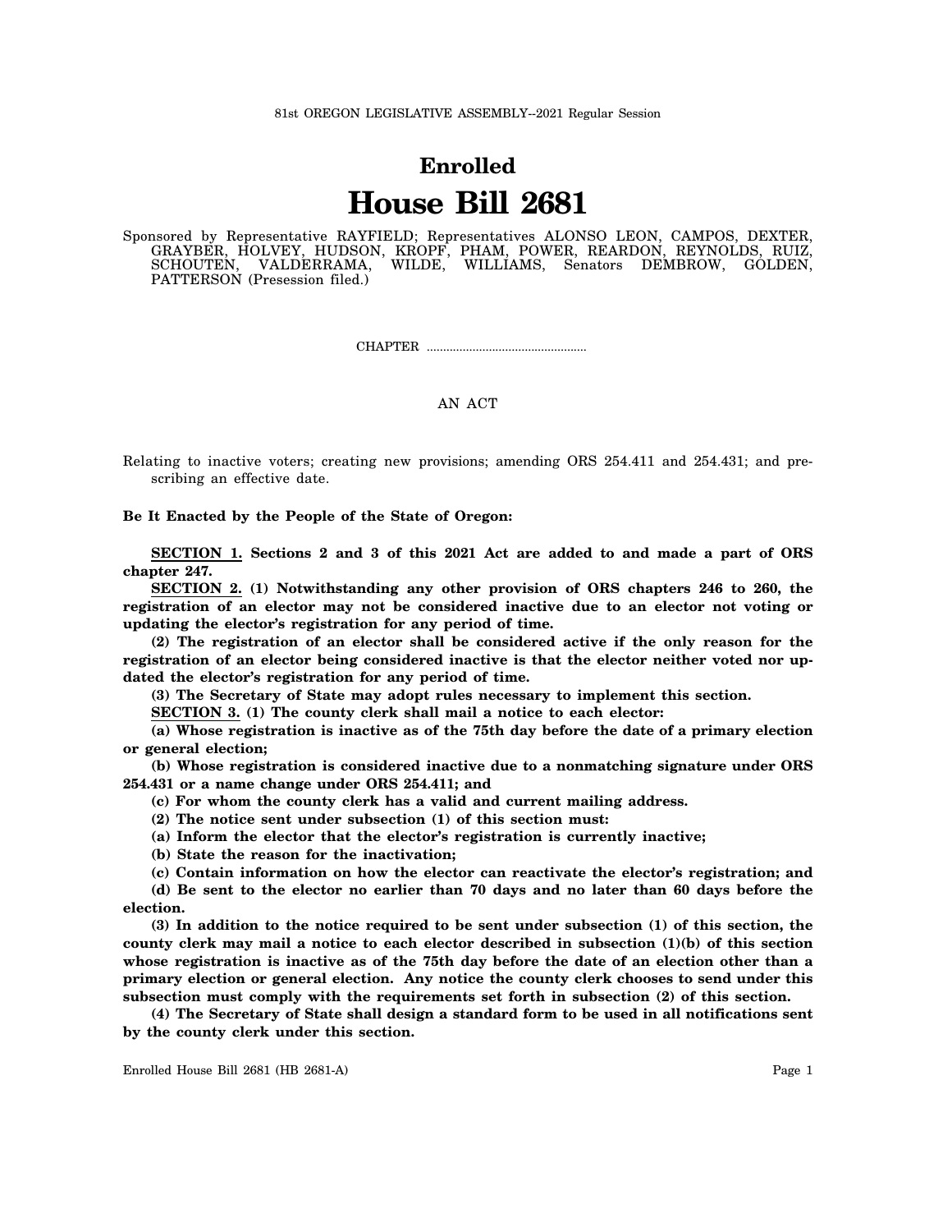81st OREGON LEGISLATIVE ASSEMBLY--2021 Regular Session

# Enrolled

# House Bill 2681

Sponsored by Representative RAYFIELD; Representatives ALONSO LEON, CAMPOS, DEXTER, GRAYBER, HOLVEY, HUDSON, KROPF, PHAM, POWER, REARDON, REYNOLDS, RUIZ, SCHOUTEN, VALDERRAMA, WILDE, WILLIAMS, Senators DEMBROW, GOLDEN, PATTERSON (Presession filed.)

CHAPTER ................................................

AN ACT

Relating to inactive voters; creating new provisions; amending ORS 254.411 and 254.431; and prescribing an effective date.

**Be It Enacted by the People of the State of Oregon:**

**SECTION 1. Sections 2 and 3 of this 2021 Act are added to and made a part of ORS chapter 247.**

**SECTION 2. (1) Notwithstanding any other provision of ORS chapters 246 to 260, the registration of an elector may not be considered inactive due to an elector not voting or updating the elector's registration for any period of time.**

**(2) The registration of an elector shall be considered active if the only reason for the registration of an elector being considered inactive is that the elector neither voted nor updated the elector's registration for any period of time.**

**(3) The Secretary of State may adopt rules necessary to implement this section.**

**SECTION 3. (1) The county clerk shall mail a notice to each elector:**

**(a) Whose registration is inactive as of the 75th day before the date of a primary election or general election;**

**(b) Whose registration is considered inactive due to a nonmatching signature under ORS 254.431 or a name change under ORS 254.411; and**

**(c) For whom the county clerk has a valid and current mailing address.**

**(2) The notice sent under subsection (1) of this section must:**

**(a) Inform the elector that the elector's registration is currently inactive;**

**(b) State the reason for the inactivation;**

**(c) Contain information on how the elector can reactivate the elector's registration; and**

**(d) Be sent to the elector no earlier than 70 days and no later than 60 days before the election.**

**(3) In addition to the notice required to be sent under subsection (1) of this section, the county clerk may mail a notice to each elector described in subsection (1)(b) of this section whose registration is inactive as of the 75th day before the date of an election other than a primary election or general election. Any notice the county clerk chooses to send under this subsection must comply with the requirements set forth in subsection (2) of this section.**

**(4) The Secretary of State shall design a standard form to be used in all notifications sent by the county clerk under this section.**

Enrolled House Bill 2681 (HB 2681-A)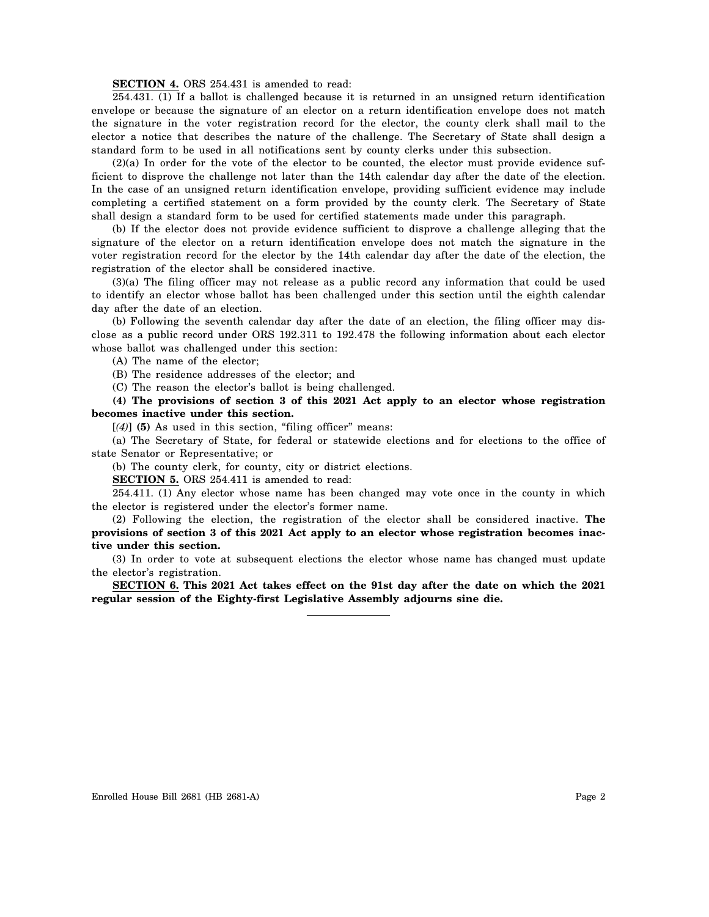**SECTION 4.** ORS 254.431 is amended to read:

254.431. (1) If a ballot is challenged because it is returned in an unsigned return identification envelope or because the signature of an elector on a return identification envelope does not match the signature in the voter registration record for the elector, the county clerk shall mail to the elector a notice that describes the nature of the challenge. The Secretary of State shall design a standard form to be used in all notifications sent by county clerks under this subsection.

(2)(a) In order for the vote of the elector to be counted, the elector must provide evidence sufficient to disprove the challenge not later than the 14th calendar day after the date of the election. In the case of an unsigned return identification envelope, providing sufficient evidence may include completing a certified statement on a form provided by the county clerk. The Secretary of State shall design a standard form to be used for certified statements made under this paragraph.

(b) If the elector does not provide evidence sufficient to disprove a challenge alleging that the signature of the elector on a return identification envelope does not match the signature in the voter registration record for the elector by the 14th calendar day after the date of the election, the registration of the elector shall be considered inactive.

(3)(a) The filing officer may not release as a public record any information that could be used to identify an elector whose ballot has been challenged under this section until the eighth calendar day after the date of an election.

(b) Following the seventh calendar day after the date of an election, the filing officer may disclose as a public record under ORS 192.311 to 192.478 the following information about each elector whose ballot was challenged under this section:

(A) The name of the elector;

(B) The residence addresses of the elector; and

(C) The reason the elector's ballot is being challenged.

**(4) The provisions of section 3 of this 2021 Act apply to an elector whose registration becomes inactive under this section.**

[*(4)*] **(5)** As used in this section, "filing officer" means:

(a) The Secretary of State, for federal or statewide elections and for elections to the office of state Senator or Representative; or

(b) The county clerk, for county, city or district elections.

**SECTION 5.** ORS 254.411 is amended to read:

254.411. (1) Any elector whose name has been changed may vote once in the county in which the elector is registered under the elector's former name.

(2) Following the election, the registration of the elector shall be considered inactive. **The provisions of section 3 of this 2021 Act apply to an elector whose registration becomes inactive under this section.**

(3) In order to vote at subsequent elections the elector whose name has changed must update the elector's registration.

**SECTION 6. This 2021 Act takes effect on the 91st day after the date on which the 2021 regular session of the Eighty-first Legislative Assembly adjourns sine die.**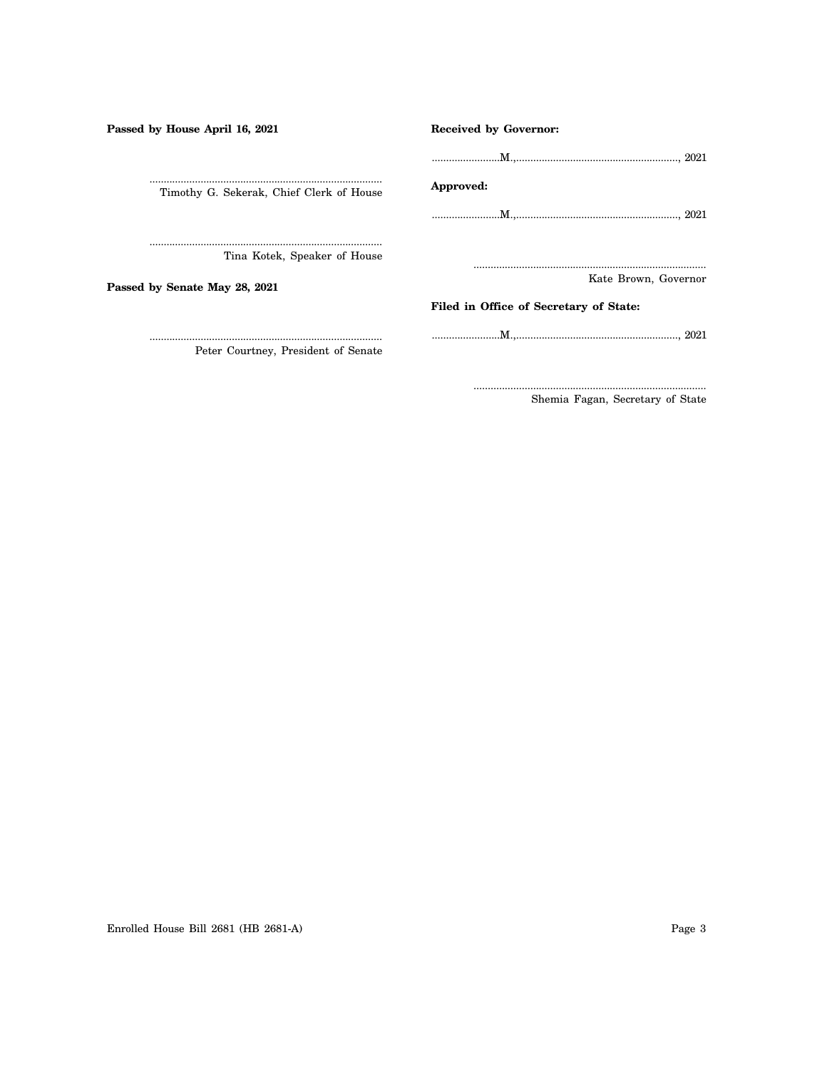**Passed by House April 16, 2021**

..................................................................................
Timothy G. Sekerak, Chief Clerk of House

..................................................................................
Tina Kotek, Speaker of House

**Passed by Senate May 28, 2021**

..................................................................................
Peter Courtney, President of Senate

**Received by Governor:**

........................M.,........................................................., 2021

**Approved:**

........................M.,........................................................., 2021

..................................................................................
Kate Brown, Governor

**Filed in Office of Secretary of State:**

........................M.,........................................................., 2021

..................................................................................
Shemia Fagan, Secretary of State